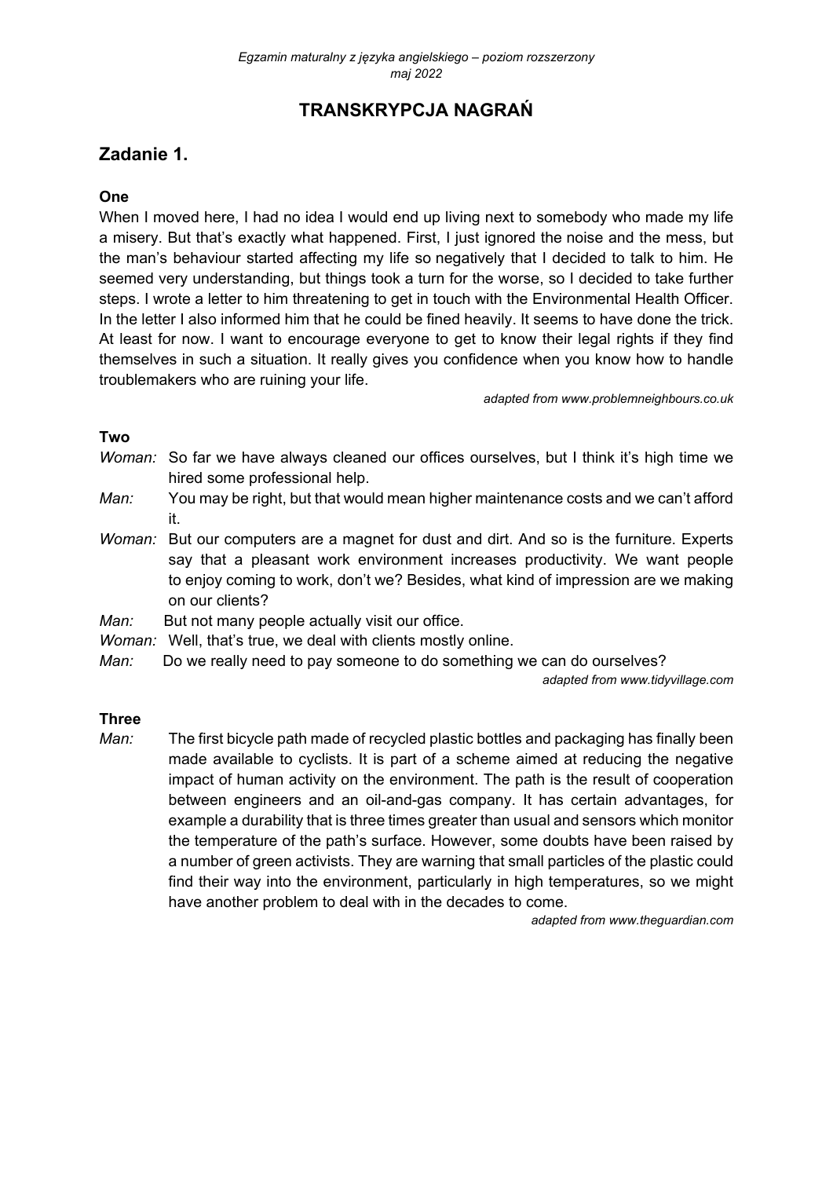# TRANSKRYPCJA NAGRAŃ

## Zadanie 1.

### One

When I moved here, I had no idea I would end up living next to somebody who made my life a misery. But that's exactly what happened. First, I just ignored the noise and the mess, but the man's behaviour started affecting my life so negatively that I decided to talk to him. He seemed very understanding, but things took a turn for the worse, so I decided to take further steps. I wrote a letter to him threatening to get in touch with the Environmental Health Officer. In the letter I also informed him that he could be fined heavily. It seems to have done the trick. At least for now. I want to encourage everyone to get to know their legal rights if they find themselves in such a situation. It really gives you confidence when you know how to handle troublemakers who are ruining your life.

*adapted from www.problemneighbours.co.uk*

### Two

*Woman:* So far we have always cleaned our offices ourselves, but I think it's high time we hired some professional help.

*Man:* You may be right, but that would mean higher maintenance costs and we can't afford it.

*Woman:* But our computers are a magnet for dust and dirt. And so is the furniture. Experts say that a pleasant work environment increases productivity. We want people to enjoy coming to work, don't we? Besides, what kind of impression are we making on our clients?

*Man:* But not many people actually visit our office.

*Woman:* Well, that's true, we deal with clients mostly online.

*Man:* Do we really need to pay someone to do something we can do ourselves?

*adapted from www.tidyvillage.com*

### Three

*Man:* The first bicycle path made of recycled plastic bottles and packaging has finally been made available to cyclists. It is part of a scheme aimed at reducing the negative impact of human activity on the environment. The path is the result of cooperation between engineers and an oil-and-gas company. It has certain advantages, for example a durability that is three times greater than usual and sensors which monitor the temperature of the path's surface. However, some doubts have been raised by a number of green activists. They are warning that small particles of the plastic could find their way into the environment, particularly in high temperatures, so we might have another problem to deal with in the decades to come.

*adapted from www.theguardian.com*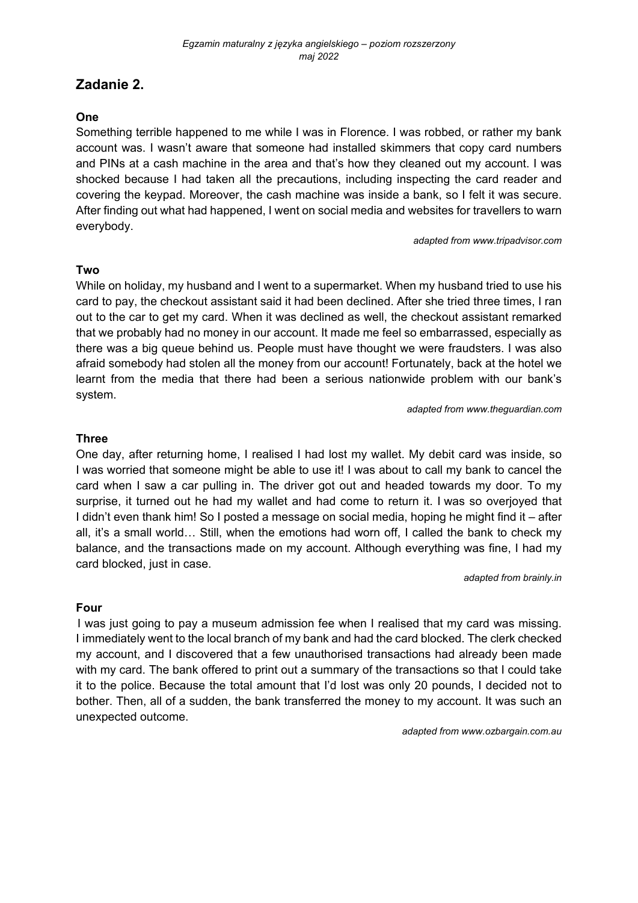## Zadanie 2.

### One

Something terrible happened to me while I was in Florence. I was robbed, or rather my bank account was. I wasn't aware that someone had installed skimmers that copy card numbers and PINs at a cash machine in the area and that's how they cleaned out my account. I was shocked because I had taken all the precautions, including inspecting the card reader and covering the keypad. Moreover, the cash machine was inside a bank, so I felt it was secure. After finding out what had happened, I went on social media and websites for travellers to warn everybody.

*adapted from www.tripadvisor.com*

### Two

While on holiday, my husband and I went to a supermarket. When my husband tried to use his card to pay, the checkout assistant said it had been declined. After she tried three times, I ran out to the car to get my card. When it was declined as well, the checkout assistant remarked that we probably had no money in our account. It made me feel so embarrassed, especially as there was a big queue behind us. People must have thought we were fraudsters. I was also afraid somebody had stolen all the money from our account! Fortunately, back at the hotel we learnt from the media that there had been a serious nationwide problem with our bank's system.

*adapted from www.theguardian.com*

### Three

One day, after returning home, I realised I had lost my wallet. My debit card was inside, so I was worried that someone might be able to use it! I was about to call my bank to cancel the card when I saw a car pulling in. The driver got out and headed towards my door. To my surprise, it turned out he had my wallet and had come to return it. I was so overjoyed that I didn't even thank him! So I posted a message on social media, hoping he might find it – after all, it's a small world… Still, when the emotions had worn off, I called the bank to check my balance, and the transactions made on my account. Although everything was fine, I had my card blocked, just in case.

*adapted from brainly.in*

### Four

I was just going to pay a museum admission fee when I realised that my card was missing. I immediately went to the local branch of my bank and had the card blocked. The clerk checked my account, and I discovered that a few unauthorised transactions had already been made with my card. The bank offered to print out a summary of the transactions so that I could take it to the police. Because the total amount that I'd lost was only 20 pounds, I decided not to bother. Then, all of a sudden, the bank transferred the money to my account. It was such an unexpected outcome.

*adapted from www.ozbargain.com.au*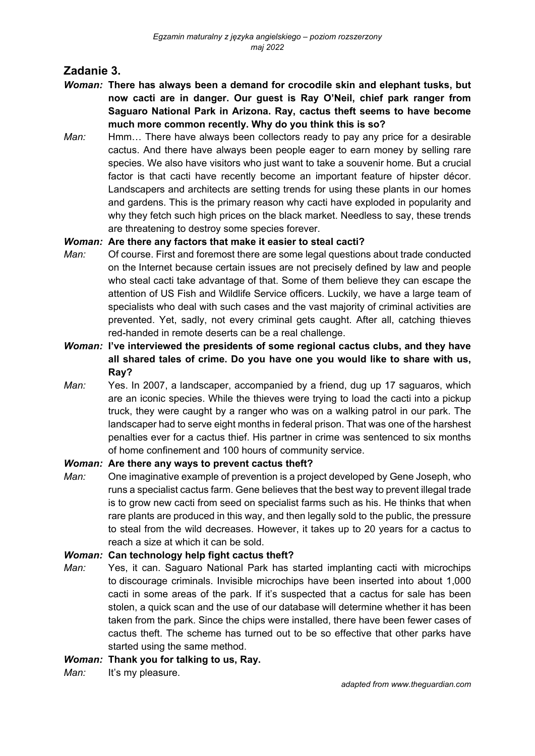## Zadanie 3.

***Woman:*** **There has always been a demand for crocodile skin and elephant tusks, but now cacti are in danger. Our guest is Ray O'Neil, chief park ranger from Saguaro National Park in Arizona. Ray, cactus theft seems to have become much more common recently. Why do you think this is so?**

*Man:* Hmm… There have always been collectors ready to pay any price for a desirable cactus. And there have always been people eager to earn money by selling rare species. We also have visitors who just want to take a souvenir home. But a crucial factor is that cacti have recently become an important feature of hipster décor. Landscapers and architects are setting trends for using these plants in our homes and gardens. This is the primary reason why cacti have exploded in popularity and why they fetch such high prices on the black market. Needless to say, these trends are threatening to destroy some species forever.

***Woman:*** **Are there any factors that make it easier to steal cacti?**

*Man:* Of course. First and foremost there are some legal questions about trade conducted on the Internet because certain issues are not precisely defined by law and people who steal cacti take advantage of that. Some of them believe they can escape the attention of US Fish and Wildlife Service officers. Luckily, we have a large team of specialists who deal with such cases and the vast majority of criminal activities are prevented. Yet, sadly, not every criminal gets caught. After all, catching thieves red-handed in remote deserts can be a real challenge.

***Woman:*** **I've interviewed the presidents of some regional cactus clubs, and they have all shared tales of crime. Do you have one you would like to share with us, Ray?**

*Man:* Yes. In 2007, a landscaper, accompanied by a friend, dug up 17 saguaros, which are an iconic species. While the thieves were trying to load the cacti into a pickup truck, they were caught by a ranger who was on a walking patrol in our park. The landscaper had to serve eight months in federal prison. That was one of the harshest penalties ever for a cactus thief. His partner in crime was sentenced to six months of home confinement and 100 hours of community service.

***Woman:*** **Are there any ways to prevent cactus theft?**

*Man:* One imaginative example of prevention is a project developed by Gene Joseph, who runs a specialist cactus farm. Gene believes that the best way to prevent illegal trade is to grow new cacti from seed on specialist farms such as his. He thinks that when rare plants are produced in this way, and then legally sold to the public, the pressure to steal from the wild decreases. However, it takes up to 20 years for a cactus to reach a size at which it can be sold.

***Woman:*** **Can technology help fight cactus theft?**

*Man:* Yes, it can. Saguaro National Park has started implanting cacti with microchips to discourage criminals. Invisible microchips have been inserted into about 1,000 cacti in some areas of the park. If it's suspected that a cactus for sale has been stolen, a quick scan and the use of our database will determine whether it has been taken from the park. Since the chips were installed, there have been fewer cases of cactus theft. The scheme has turned out to be so effective that other parks have started using the same method.

***Woman:*** **Thank you for talking to us, Ray.**

*Man:* It's my pleasure.

*adapted from www.theguardian.com*